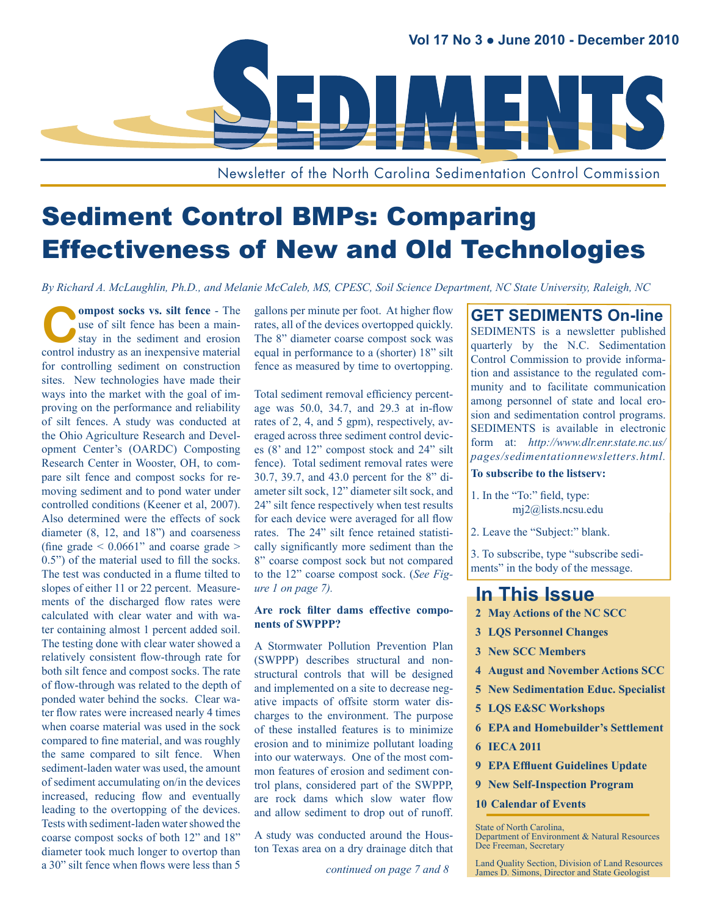# SEDIMENTS

Vol 17 No 3 • June 2010 - December 2010

Newsletter of the North Carolina Sedimentation Control Commission

# Sediment Control BMPs: Comparing Effectiveness of New and Old Technologies

*By Richard A. McLaughlin, Ph.D., and Melanie McCaleb, MS, CPESC, Soil Science Department, NC State University, Raleigh, NC*

**Compost socks vs. silt fence** - The use of silt fence has been a mainstay in the sediment and erosion control industry as an inexpensive material for controlling sediment on construction sites. New technologies have made their ways into the market with the goal of improving on the performance and reliability of silt fences. A study was conducted at the Ohio Agriculture Research and Development Center's (OARDC) Composting Research Center in Wooster, OH, to compare silt fence and compost socks for removing sediment and to pond water under controlled conditions (Keener et al, 2007). Also determined were the effects of sock diameter (8, 12, and 18") and coarseness (fine grade < 0.0661" and coarse grade > 0.5") of the material used to fill the socks. The test was conducted in a flume tilted to slopes of either 11 or 22 percent. Measurements of the discharged flow rates were calculated with clear water and with water containing almost 1 percent added soil. The testing done with clear water showed a relatively consistent flow-through rate for both silt fence and compost socks. The rate of flow-through was related to the depth of ponded water behind the socks. Clear water flow rates were increased nearly 4 times when coarse material was used in the sock compared to fine material, and was roughly the same compared to silt fence. When sediment-laden water was used, the amount of sediment accumulating on/in the devices increased, reducing flow and eventually leading to the overtopping of the devices. Tests with sediment-laden water showed the coarse compost socks of both 12" and 18" diameter took much longer to overtop than a 30" silt fence when flows were less than 5 gallons per minute per foot. At higher flow rates, all of the devices overtopped quickly. The 8" diameter coarse compost sock was equal in performance to a (shorter) 18" silt fence as measured by time to overtopping.

Total sediment removal efficiency percentage was 50.0, 34.7, and 29.3 at in-flow rates of 2, 4, and 5 gpm), respectively, averaged across three sediment control devices (8' and 12" compost stock and 24" silt fence). Total sediment removal rates were 30.7, 39.7, and 43.0 percent for the 8" diameter silt sock, 12" diameter silt sock, and 24" silt fence respectively when test results for each device were averaged for all flow rates. The 24" silt fence retained statistically significantly more sediment than the 8" coarse compost sock but not compared to the 12" coarse compost sock. (*See Figure 1 on page 7).*

**Are rock filter dams effective components of SWPPP?**

A Stormwater Pollution Prevention Plan (SWPPP) describes structural and nonstructural controls that will be designed and implemented on a site to decrease negative impacts of offsite storm water discharges to the environment. The purpose of these installed features is to minimize erosion and to minimize pollutant loading into our waterways. One of the most common features of erosion and sediment control plans, considered part of the SWPPP, are rock dams which slow water flow and allow sediment to drop out of runoff.

A study was conducted around the Houston Texas area on a dry drainage ditch that

*continued on page 7 and 8*

## GET SEDIMENTS On-line

SEDIMENTS is a newsletter published quarterly by the N.C. Sedimentation Control Commission to provide information and assistance to the regulated community and to facilitate communication among personnel of state and local erosion and sedimentation control programs. SEDIMENTS is available in electronic form at: *http://www.dlr.enr.state.nc.us/pages/sedimentationnewsletters.html.*

**To subscribe to the listserv:**

1. In the "To:" field, type: mj2@lists.ncsu.edu
2. Leave the "Subject:" blank.
3. To subscribe, type "subscribe sediments" in the body of the message.

## In This Issue

- **2 May Actions of the NC SCC**
- **3 LQS Personnel Changes**
- **3 New SCC Members**
- **4 August and November Actions SCC**
- **5 New Sedimentation Educ. Specialist**
- **5 LQS E&SC Workshops**
- **6 EPA and Homebuilder's Settlement**
- **6 IECA 2011**
- **9 EPA Effluent Guidelines Update**
- **9 New Self-Inspection Program**
- **10 Calendar of Events**

State of North Carolina,
Department of Environment & Natural Resources
Dee Freeman, Secretary

Land Quality Section, Division of Land Resources
James D. Simons, Director and State Geologist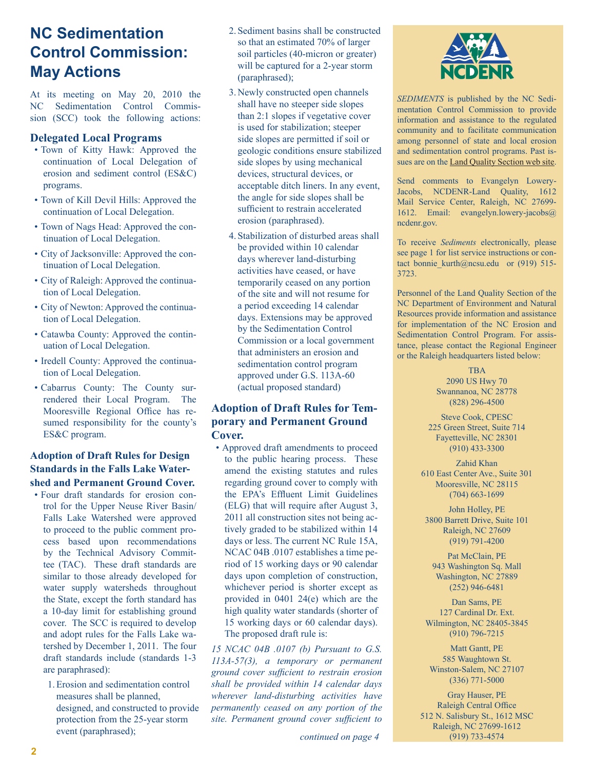# NC Sedimentation Control Commission: May Actions

At its meeting on May 20, 2010 the NC Sedimentation Control Commission (SCC) took the following actions:

### Delegated Local Programs

- Town of Kitty Hawk: Approved the continuation of Local Delegation of erosion and sediment control (ES&C) programs.
- Town of Kill Devil Hills: Approved the continuation of Local Delegation.
- Town of Nags Head: Approved the continuation of Local Delegation.
- City of Jacksonville: Approved the continuation of Local Delegation.
- City of Raleigh: Approved the continuation of Local Delegation.
- City of Newton: Approved the continuation of Local Delegation.
- Catawba County: Approved the continuation of Local Delegation.
- Iredell County: Approved the continuation of Local Delegation.
- Cabarrus County: The County surrendered their Local Program. The Mooresville Regional Office has resumed responsibility for the county's ES&C program.

### Adoption of Draft Rules for Design Standards in the Falls Lake Watershed and Permanent Ground Cover.

- Four draft standards for erosion control for the Upper Neuse River Basin/ Falls Lake Watershed were approved to proceed to the public comment process based upon recommendations by the Technical Advisory Committee (TAC). These draft standards are similar to those already developed for water supply watersheds throughout the State, except the forth standard has a 10-day limit for establishing ground cover. The SCC is required to develop and adopt rules for the Falls Lake watershed by December 1, 2011. The four draft standards include (standards 1-3 are paraphrased):
  1. Erosion and sedimentation control measures shall be planned, designed, and constructed to provide protection from the 25-year storm event (paraphrased);
  2. Sediment basins shall be constructed so that an estimated 70% of larger soil particles (40-micron or greater) will be captured for a 2-year storm (paraphrased);
  3. Newly constructed open channels shall have no steeper side slopes than 2:1 slopes if vegetative cover is used for stabilization; steeper side slopes are permitted if soil or geologic conditions ensure stabilized side slopes by using mechanical devices, structural devices, or acceptable ditch liners. In any event, the angle for side slopes shall be sufficient to restrain accelerated erosion (paraphrased).
  4. Stabilization of disturbed areas shall be provided within 10 calendar days wherever land-disturbing activities have ceased, or have temporarily ceased on any portion of the site and will not resume for a period exceeding 14 calendar days. Extensions may be approved by the Sedimentation Control Commission or a local government that administers an erosion and sedimentation control program approved under G.S. 113A-60 (actual proposed standard)

### Adoption of Draft Rules for Temporary and Permanent Ground Cover.

- Approved draft amendments to proceed to the public hearing process. These amend the existing statutes and rules regarding ground cover to comply with the EPA's Effluent Limit Guidelines (ELG) that will require after August 3, 2011 all construction sites not being actively graded to be stabilized within 14 days or less. The current NC Rule 15A, NCAC 04B .0107 establishes a time period of 15 working days or 90 calendar days upon completion of construction, whichever period is shorter except as provided in 0401 24(e) which are the high quality water standards (shorter of 15 working days or 60 calendar days). The proposed draft rule is:

*15 NCAC 04B .0107 (b) Pursuant to G.S. 113A-57(3), a temporary or permanent ground cover sufficient to restrain erosion shall be provided within 14 calendar days wherever land-disturbing activities have permanently ceased on any portion of the site. Permanent ground cover sufficient to*

*continued on page 4*

---

NCDENR

*SEDIMENTS* is published by the NC Sedimentation Control Commission to provide information and assistance to the regulated community and to facilitate communication among personnel of state and local erosion and sedimentation control programs. Past issues are on the Land Quality Section web site.

Send comments to Evangelyn Lowery-Jacobs, NCDENR-Land Quality, 1612 Mail Service Center, Raleigh, NC 27699-1612. Email: evangelyn.lowery-jacobs@ncdenr.gov.

To receive *Sediments* electronically, please see page 1 for list service instructions or contact bonnie_kurth@ncsu.edu or (919) 515-3723.

Personnel of the Land Quality Section of the NC Department of Environment and Natural Resources provide information and assistance for implementation of the NC Erosion and Sedimentation Control Program. For assistance, please contact the Regional Engineer or the Raleigh headquarters listed below:

TBA
2090 US Hwy 70
Swannanoa, NC 28778
(828) 296-4500

Steve Cook, CPESC
225 Green Street, Suite 714
Fayetteville, NC 28301
(910) 433-3300

Zahid Khan
610 East Center Ave., Suite 301
Mooresville, NC 28115
(704) 663-1699

John Holley, PE
3800 Barrett Drive, Suite 101
Raleigh, NC 27609
(919) 791-4200

Pat McClain, PE
943 Washington Sq. Mall
Washington, NC 27889
(252) 946-6481

Dan Sams, PE
127 Cardinal Dr. Ext.
Wilmington, NC 28405-3845
(910) 796-7215

Matt Gantt, PE
585 Waughtown St.
Winston-Salem, NC 27107
(336) 771-5000

Gray Hauser, PE
Raleigh Central Office
512 N. Salisbury St., 1612 MSC
Raleigh, NC 27699-1612
(919) 733-4574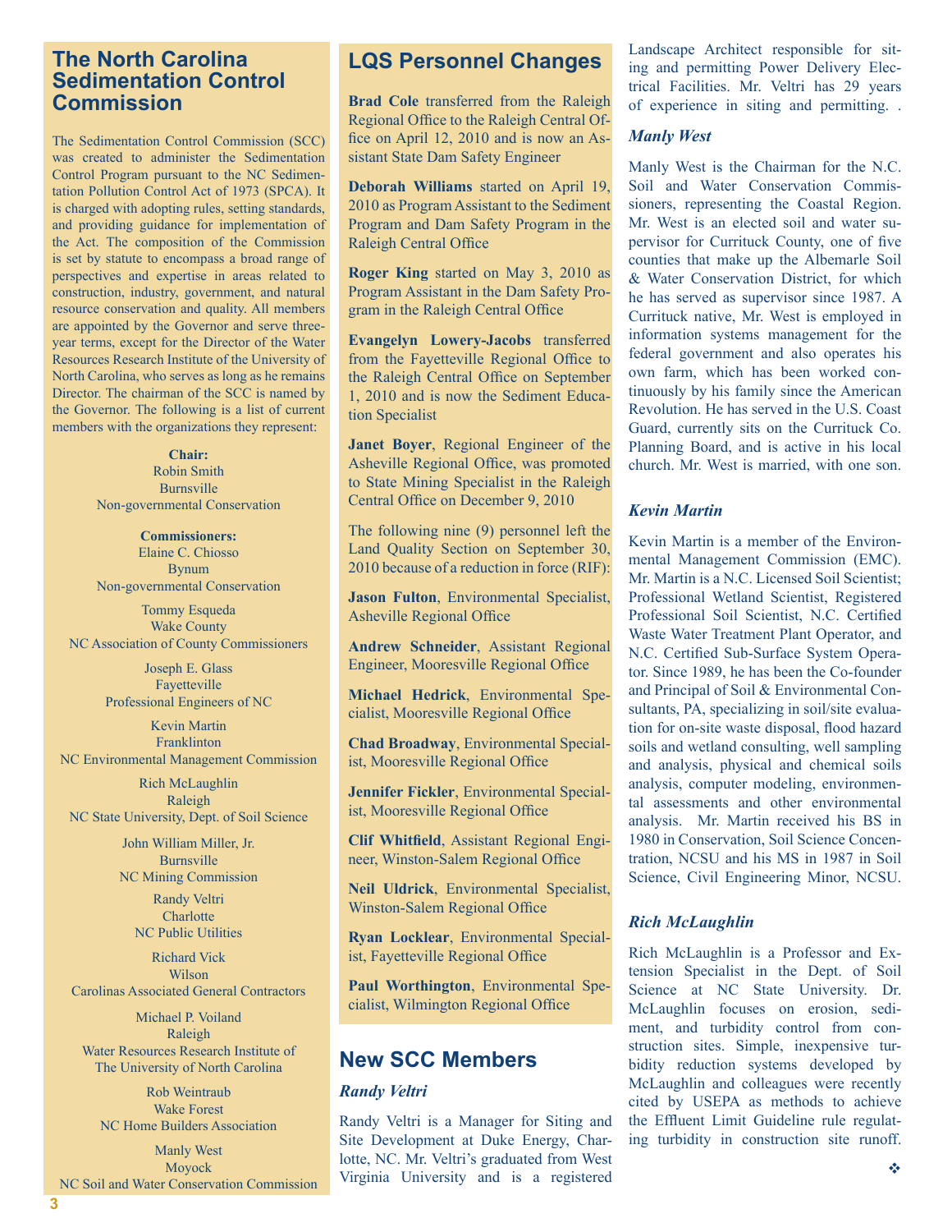## The North Carolina Sedimentation Control Commission

The Sedimentation Control Commission (SCC) was created to administer the Sedimentation Control Program pursuant to the NC Sedimentation Pollution Control Act of 1973 (SPCA). It is charged with adopting rules, setting standards, and providing guidance for implementation of the Act. The composition of the Commission is set by statute to encompass a broad range of perspectives and expertise in areas related to construction, industry, government, and natural resource conservation and quality. All members are appointed by the Governor and serve three-year terms, except for the Director of the Water Resources Research Institute of the University of North Carolina, who serves as long as he remains Director. The chairman of the SCC is named by the Governor. The following is a list of current members with the organizations they represent:

**Chair:**
Robin Smith
Burnsville
Non-governmental Conservation

**Commissioners:**
Elaine C. Chiosso
Bynum
Non-governmental Conservation

Tommy Esqueda
Wake County
NC Association of County Commissioners

Joseph E. Glass
Fayetteville
Professional Engineers of NC

Kevin Martin
Franklinton
NC Environmental Management Commission

Rich McLaughlin
Raleigh
NC State University, Dept. of Soil Science

John William Miller, Jr.
Burnsville
NC Mining Commission

Randy Veltri
Charlotte
NC Public Utilities

Richard Vick
Wilson
Carolinas Associated General Contractors

Michael P. Voiland
Raleigh
Water Resources Research Institute of The University of North Carolina

Rob Weintraub
Wake Forest
NC Home Builders Association

Manly West
Moyock
NC Soil and Water Conservation Commission

## LQS Personnel Changes

**Brad Cole** transferred from the Raleigh Regional Office to the Raleigh Central Office on April 12, 2010 and is now an Assistant State Dam Safety Engineer

**Deborah Williams** started on April 19, 2010 as Program Assistant to the Sediment Program and Dam Safety Program in the Raleigh Central Office

**Roger King** started on May 3, 2010 as Program Assistant in the Dam Safety Program in the Raleigh Central Office

**Evangelyn Lowery-Jacobs** transferred from the Fayetteville Regional Office to the Raleigh Central Office on September 1, 2010 and is now the Sediment Education Specialist

**Janet Boyer**, Regional Engineer of the Asheville Regional Office, was promoted to State Mining Specialist in the Raleigh Central Office on December 9, 2010

The following nine (9) personnel left the Land Quality Section on September 30, 2010 because of a reduction in force (RIF):

**Jason Fulton**, Environmental Specialist, Asheville Regional Office

**Andrew Schneider**, Assistant Regional Engineer, Mooresville Regional Office

**Michael Hedrick**, Environmental Specialist, Mooresville Regional Office

**Chad Broadway**, Environmental Specialist, Mooresville Regional Office

**Jennifer Fickler**, Environmental Specialist, Mooresville Regional Office

**Clif Whitfield**, Assistant Regional Engineer, Winston-Salem Regional Office

**Neil Uldrick**, Environmental Specialist, Winston-Salem Regional Office

**Ryan Locklear**, Environmental Specialist, Fayetteville Regional Office

**Paul Worthington**, Environmental Specialist, Wilmington Regional Office

## New SCC Members

### *Randy Veltri*

Randy Veltri is a Manager for Siting and Site Development at Duke Energy, Charlotte, NC. Mr. Veltri's graduated from West Virginia University and is a registered Landscape Architect responsible for siting and permitting Power Delivery Electrical Facilities. Mr. Veltri has 29 years of experience in siting and permitting. .

### *Manly West*

Manly West is the Chairman for the N.C. Soil and Water Conservation Commissioners, representing the Coastal Region. Mr. West is an elected soil and water supervisor for Currituck County, one of five counties that make up the Albemarle Soil & Water Conservation District, for which he has served as supervisor since 1987. A Currituck native, Mr. West is employed in information systems management for the federal government and also operates his own farm, which has been worked continuously by his family since the American Revolution. He has served in the U.S. Coast Guard, currently sits on the Currituck Co. Planning Board, and is active in his local church. Mr. West is married, with one son.

### *Kevin Martin*

Kevin Martin is a member of the Environmental Management Commission (EMC). Mr. Martin is a N.C. Licensed Soil Scientist; Professional Wetland Scientist, Registered Professional Soil Scientist, N.C. Certified Waste Water Treatment Plant Operator, and N.C. Certified Sub-Surface System Operator. Since 1989, he has been the Co-founder and Principal of Soil & Environmental Consultants, PA, specializing in soil/site evaluation for on-site waste disposal, flood hazard soils and wetland consulting, well sampling and analysis, physical and chemical soils analysis, computer modeling, environmental assessments and other environmental analysis. Mr. Martin received his BS in 1980 in Conservation, Soil Science Concentration, NCSU and his MS in 1987 in Soil Science, Civil Engineering Minor, NCSU.

### *Rich McLaughlin*

Rich McLaughlin is a Professor and Extension Specialist in the Dept. of Soil Science at NC State University. Dr. McLaughlin focuses on erosion, sediment, and turbidity control from construction sites. Simple, inexpensive turbidity reduction systems developed by McLaughlin and colleagues were recently cited by USEPA as methods to achieve the Effluent Limit Guideline rule regulating turbidity in construction site runoff.

❖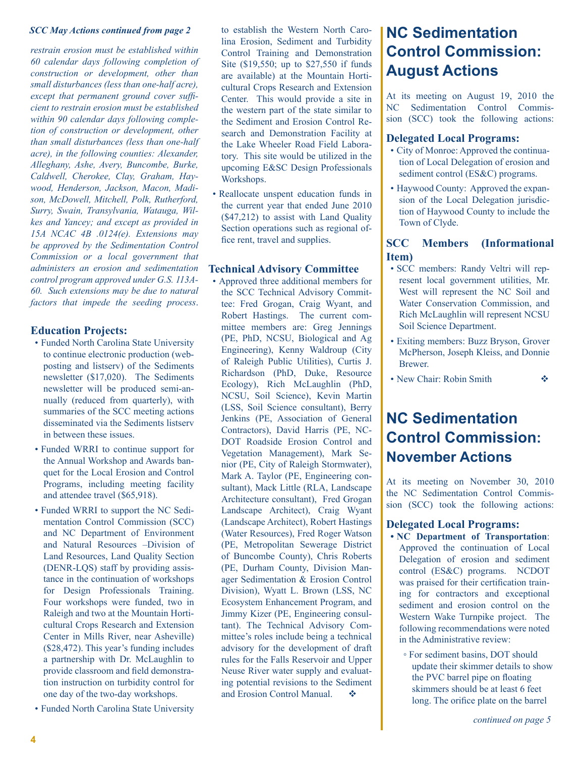*SCC May Actions continued from page 2*

*restrain erosion must be established within 60 calendar days following completion of construction or development, other than small disturbances (less than one-half acre), except that permanent ground cover sufficient to restrain erosion must be established within 90 calendar days following completion of construction or development, other than small disturbances (less than one-half acre), in the following counties: Alexander, Alleghany, Ashe, Avery, Buncombe, Burke, Caldwell, Cherokee, Clay, Graham, Haywood, Henderson, Jackson, Macon, Madison, McDowell, Mitchell, Polk, Rutherford, Surry, Swain, Transylvania, Watauga, Wilkes and Yancey; and except as provided in 15A NCAC 4B .0124(e). Extensions may be approved by the Sedimentation Control Commission or a local government that administers an erosion and sedimentation control program approved under G.S. 113A-60. Such extensions may be due to natural factors that impede the seeding process*.

### Education Projects:

- Funded North Carolina State University to continue electronic production (web-posting and listserv) of the Sediments newsletter ($17,020). The Sediments newsletter will be produced semi-annually (reduced from quarterly), with summaries of the SCC meeting actions disseminated via the Sediments listserv in between these issues.
- Funded WRRI to continue support for the Annual Workshop and Awards banquet for the Local Erosion and Control Programs, including meeting facility and attendee travel ($65,918).
- Funded WRRI to support the NC Sedimentation Control Commission (SCC) and NC Department of Environment and Natural Resources –Division of Land Resources, Land Quality Section (DENR-LQS) staff by providing assistance in the continuation of workshops for Design Professionals Training. Four workshops were funded, two in Raleigh and two at the Mountain Horticultural Crops Research and Extension Center in Mills River, near Asheville) ($28,472). This year's funding includes a partnership with Dr. McLaughlin to provide classroom and field demonstration instruction on turbidity control for one day of the two-day workshops.
- Funded North Carolina State University to establish the Western North Carolina Erosion, Sediment and Turbidity Control Training and Demonstration Site ($19,550; up to $27,550 if funds are available) at the Mountain Horticultural Crops Research and Extension Center. This would provide a site in the western part of the state similar to the Sediment and Erosion Control Research and Demonstration Facility at the Lake Wheeler Road Field Laboratory. This site would be utilized in the upcoming E&SC Design Professionals Workshops.
- Reallocate unspent education funds in the current year that ended June 2010 ($47,212) to assist with Land Quality Section operations such as regional office rent, travel and supplies.

### Technical Advisory Committee

- Approved three additional members for the SCC Technical Advisory Committee: Fred Grogan, Craig Wyant, and Robert Hastings. The current committee members are: Greg Jennings (PE, PhD, NCSU, Biological and Ag Engineering), Kenny Waldroup (City of Raleigh Public Utilities), Curtis J. Richardson (PhD, Duke, Resource Ecology), Rich McLaughlin (PhD, NCSU, Soil Science), Kevin Martin (LSS, Soil Science consultant), Berry Jenkins (PE, Association of General Contractors), David Harris (PE, NCDOT Roadside Erosion Control and Vegetation Management), Mark Senior (PE, City of Raleigh Stormwater), Mark A. Taylor (PE, Engineering consultant), Mack Little (RLA, Landscape Architecture consultant), Fred Grogan Landscape Architect), Craig Wyant (Landscape Architect), Robert Hastings (Water Resources), Fred Roger Watson (PE, Metropolitan Sewerage District of Buncombe County), Chris Roberts (PE, Durham County, Division Manager Sedimentation & Erosion Control Division), Wyatt L. Brown (LSS, NC Ecosystem Enhancement Program, and Jimmy Kizer (PE, Engineering consultant). The Technical Advisory Committee's roles include being a technical advisory for the development of draft rules for the Falls Reservoir and Upper Neuse River water supply and evaluating potential revisions to the Sediment and Erosion Control Manual. ❖

## NC Sedimentation Control Commission: August Actions

At its meeting on August 19, 2010 the NC Sedimentation Control Commission (SCC) took the following actions:

### Delegated Local Programs:

- City of Monroe: Approved the continuation of Local Delegation of erosion and sediment control (ES&C) programs.
- Haywood County: Approved the expansion of the Local Delegation jurisdiction of Haywood County to include the Town of Clyde.

### SCC Members (Informational Item)

- SCC members: Randy Veltri will represent local government utilities, Mr. West will represent the NC Soil and Water Conservation Commission, and Rich McLaughlin will represent NCSU Soil Science Department.
- Exiting members: Buzz Bryson, Grover McPherson, Joseph Kleiss, and Donnie Brewer.
- New Chair: Robin Smith ❖

## NC Sedimentation Control Commission: November Actions

At its meeting on November 30, 2010 the NC Sedimentation Control Commission (SCC) took the following actions:

### Delegated Local Programs:

- **NC Department of Transportation**: Approved the continuation of Local Delegation of erosion and sediment control (ES&C) programs. NCDOT was praised for their certification training for contractors and exceptional sediment and erosion control on the Western Wake Turnpike project. The following recommendations were noted in the Administrative review:
  - For sediment basins, DOT should update their skimmer details to show the PVC barrel pipe on floating skimmers should be at least 6 feet long. The orifice plate on the barrel

*continued on page 5*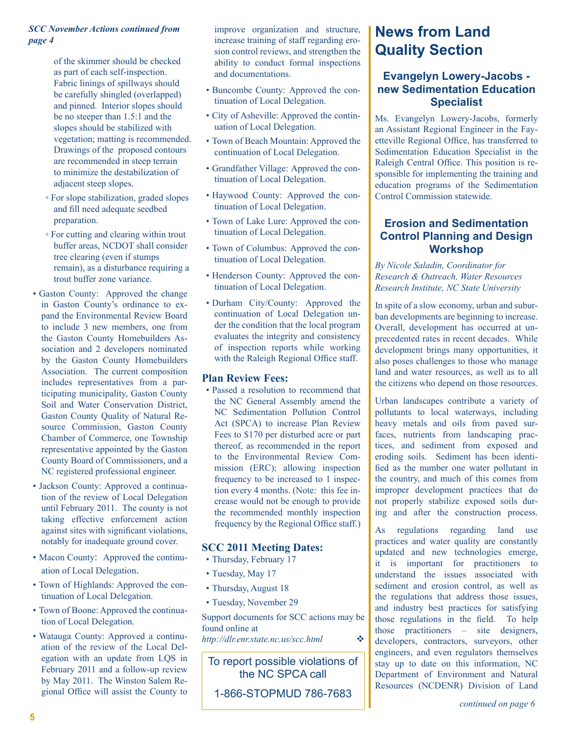*SCC November Actions continued from page 4*

of the skimmer should be checked as part of each self-inspection. Fabric linings of spillways should be carefully shingled (overlapped) and pinned. Interior slopes should be no steeper than 1.5:1 and the slopes should be stabilized with vegetation; matting is recommended. Drawings of the proposed contours are recommended in steep terrain to minimize the destabilization of adjacent steep slopes.

  - For slope stabilization, graded slopes and fill need adequate seedbed preparation.
  - For cutting and clearing within trout buffer areas, NCDOT shall consider tree clearing (even if stumps remain), as a disturbance requiring a trout buffer zone variance.

- Gaston County: Approved the change in Gaston County's ordinance to expand the Environmental Review Board to include 3 new members, one from the Gaston County Homebuilders Association and 2 developers nominated by the Gaston County Homebuilders Association. The current composition includes representatives from a participating municipality, Gaston County Soil and Water Conservation District, Gaston County Quality of Natural Resource Commission, Gaston County Chamber of Commerce, one Township representative appointed by the Gaston County Board of Commissioners, and a NC registered professional engineer.
- Jackson County: Approved a continuation of the review of Local Delegation until February 2011. The county is not taking effective enforcement action against sites with significant violations, notably for inadequate ground cover.
- Macon County: Approved the continuation of Local Delegation.
- Town of Highlands: Approved the continuation of Local Delegation.
- Town of Boone: Approved the continuation of Local Delegation.
- Watauga County: Approved a continuation of the review of the Local Delegation with an update from LQS in February 2011 and a follow-up review by May 2011. The Winston Salem Regional Office will assist the County to improve organization and structure, increase training of staff regarding erosion control reviews, and strengthen the ability to conduct formal inspections and documentations.
- Buncombe County: Approved the continuation of Local Delegation.
- City of Asheville: Approved the continuation of Local Delegation.
- Town of Beach Mountain: Approved the continuation of Local Delegation.
- Grandfather Village: Approved the continuation of Local Delegation.
- Haywood County: Approved the continuation of Local Delegation.
- Town of Lake Lure: Approved the continuation of Local Delegation.
- Town of Columbus: Approved the continuation of Local Delegation.
- Henderson County: Approved the continuation of Local Delegation.
- Durham City/County: Approved the continuation of Local Delegation under the condition that the local program evaluates the integrity and consistency of inspection reports while working with the Raleigh Regional Office staff.

**Plan Review Fees:**

- Passed a resolution to recommend that the NC General Assembly amend the NC Sedimentation Pollution Control Act (SPCA) to increase Plan Review Fees to $170 per disturbed acre or part thereof, as recommended in the report to the Environmental Review Commission (ERC); allowing inspection frequency to be increased to 1 inspection every 4 months. (Note: this fee increase would not be enough to provide the recommended monthly inspection frequency by the Regional Office staff.)

**SCC 2011 Meeting Dates:**

- Thursday, February 17
- Tuesday, May 17
- Thursday, August 18
- Tuesday, November 29

Support documents for SCC actions may be found online at *http://dlr.enr.state.nc.us/scc.html* ❖

To report possible violations of the NC SPCA call

1-866-STOPMUD 786-7683

# News from Land Quality Section

## Evangelyn Lowery-Jacobs - new Sedimentation Education Specialist

Ms. Evangelyn Lowery-Jacobs, formerly an Assistant Regional Engineer in the Fayetteville Regional Office, has transferred to Sedimentation Education Specialist in the Raleigh Central Office. This position is responsible for implementing the training and education programs of the Sedimentation Control Commission statewide.

## Erosion and Sedimentation Control Planning and Design Workshop

*By Nicole Saladin, Coordinator for Research & Outreach, Water Resources Research Institute, NC State University*

In spite of a slow economy, urban and suburban developments are beginning to increase. Overall, development has occurred at unprecedented rates in recent decades. While development brings many opportunities, it also poses challenges to those who manage land and water resources, as well as to all the citizens who depend on those resources.

Urban landscapes contribute a variety of pollutants to local waterways, including heavy metals and oils from paved surfaces, nutrients from landscaping practices, and sediment from exposed and eroding soils. Sediment has been identified as the number one water pollutant in the country, and much of this comes from improper development practices that do not properly stabilize exposed soils during and after the construction process.

As regulations regarding land use practices and water quality are constantly updated and new technologies emerge, it is important for practitioners to understand the issues associated with sediment and erosion control, as well as the regulations that address those issues, and industry best practices for satisfying those regulations in the field. To help those practitioners – site designers, developers, contractors, surveyors, other engineers, and even regulators themselves stay up to date on this information, NC Department of Environment and Natural Resources (NCDENR) Division of Land

*continued on page 6*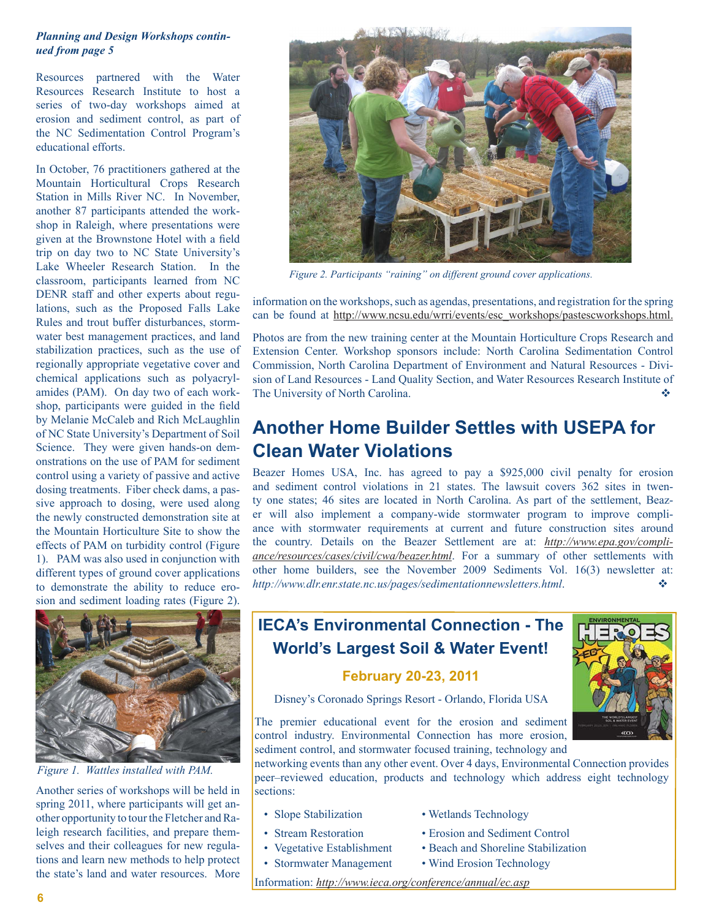*Planning and Design Workshops continued from page 5*

Resources partnered with the Water Resources Research Institute to host a series of two-day workshops aimed at erosion and sediment control, as part of the NC Sedimentation Control Program's educational efforts.

In October, 76 practitioners gathered at the Mountain Horticultural Crops Research Station in Mills River NC. In November, another 87 participants attended the workshop in Raleigh, where presentations were given at the Brownstone Hotel with a field trip on day two to NC State University's Lake Wheeler Research Station. In the classroom, participants learned from NC DENR staff and other experts about regulations, such as the Proposed Falls Lake Rules and trout buffer disturbances, stormwater best management practices, and land stabilization practices, such as the use of regionally appropriate vegetative cover and chemical applications such as polyacrylamides (PAM). On day two of each workshop, participants were guided in the field by Melanie McCaleb and Rich McLaughlin of NC State University's Department of Soil Science. They were given hands-on demonstrations on the use of PAM for sediment control using a variety of passive and active dosing treatments. Fiber check dams, a passive approach to dosing, were used along the newly constructed demonstration site at the Mountain Horticulture Site to show the effects of PAM on turbidity control (Figure 1). PAM was also used in conjunction with different types of ground cover applications to demonstrate the ability to reduce erosion and sediment loading rates (Figure 2).

*Figure 1. Wattles installed with PAM.*

Another series of workshops will be held in spring 2011, where participants will get another opportunity to tour the Fletcher and Raleigh research facilities, and prepare themselves and their colleagues for new regulations and learn new methods to help protect the state's land and water resources. More information on the workshops, such as agendas, presentations, and registration for the spring can be found at http://www.ncsu.edu/wrri/events/esc_workshops/pastescworkshops.html.

*Figure 2. Participants "raining" on different ground cover applications.*

Photos are from the new training center at the Mountain Horticulture Crops Research and Extension Center. Workshop sponsors include: North Carolina Sedimentation Control Commission, North Carolina Department of Environment and Natural Resources - Division of Land Resources - Land Quality Section, and Water Resources Research Institute of The University of North Carolina. ❖

## Another Home Builder Settles with USEPA for Clean Water Violations

Beazer Homes USA, Inc. has agreed to pay a $925,000 civil penalty for erosion and sediment control violations in 21 states. The lawsuit covers 362 sites in twenty one states; 46 sites are located in North Carolina. As part of the settlement, Beazer will also implement a company-wide stormwater program to improve compliance with stormwater requirements at current and future construction sites around the country. Details on the Beazer Settlement are at: *http://www.epa.gov/compliance/resources/cases/civil/cwa/beazer.html*. For a summary of other settlements with other home builders, see the November 2009 Sediments Vol. 16(3) newsletter at: *http://www.dlr.enr.state.nc.us/pages/sedimentationnewsletters.html*. ❖

## IECA's Environmental Connection - The World's Largest Soil & Water Event!

**February 20-23, 2011**

Disney's Coronado Springs Resort - Orlando, Florida USA

The premier educational event for the erosion and sediment control industry. Environmental Connection has more erosion, sediment control, and stormwater focused training, technology and networking events than any other event. Over 4 days, Environmental Connection provides peer–reviewed education, products and technology which address eight technology sections:

- Slope Stabilization
- Stream Restoration
- Vegetative Establishment
- Stormwater Management
- Wetlands Technology
- Erosion and Sediment Control
- Beach and Shoreline Stabilization
- Wind Erosion Technology

Information: *http://www.ieca.org/conference/annual/ec.asp*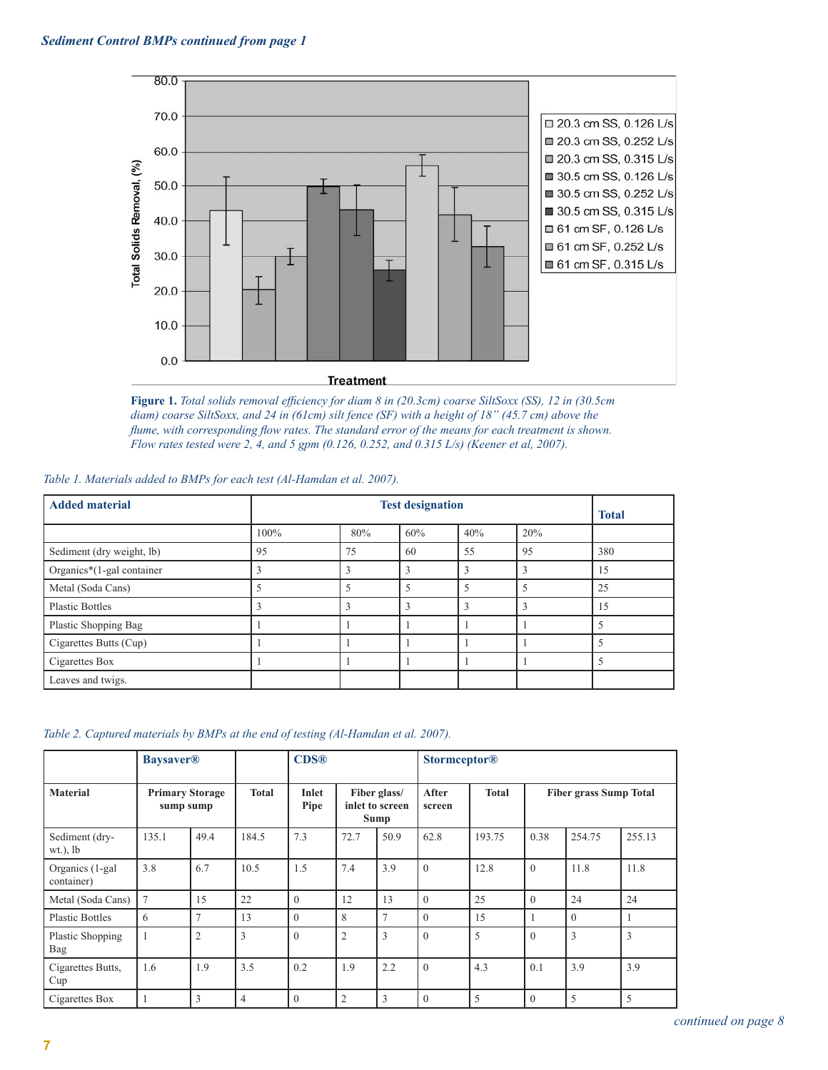*Sediment Control BMPs continued from page 1*

**Figure 1.** *Total solids removal efficiency for diam 8 in (20.3cm) coarse SiltSoxx (SS), 12 in (30.5cm diam) coarse SiltSoxx, and 24 in (61cm) silt fence (SF) with a height of 18" (45.7 cm) above the flume, with corresponding flow rates. The standard error of the means for each treatment is shown. Flow rates tested were 2, 4, and 5 gpm (0.126, 0.252, and 0.315 L/s) (Keener et al, 2007).*

*Table 1. Materials added to BMPs for each test (Al-Hamdan et al. 2007).*

| **Added material** | **Test designation** | | | | | **Total** |
|---|---|---|---|---|---|---|
| | 100% | 80% | 60% | 40% | 20% | |
| Sediment (dry weight, lb) | 95 | 75 | 60 | 55 | 95 | 380 |
| Organics*(1-gal container | 3 | 3 | 3 | 3 | 3 | 15 |
| Metal (Soda Cans) | 5 | 5 | 5 | 5 | 5 | 25 |
| Plastic Bottles | 3 | 3 | 3 | 3 | 3 | 15 |
| Plastic Shopping Bag | 1 | 1 | 1 | 1 | 1 | 5 |
| Cigarettes Butts (Cup) | 1 | 1 | 1 | 1 | 1 | 5 |
| Cigarettes Box | 1 | 1 | 1 | 1 | 1 | 5 |
| Leaves and twigs. | | | | | | |

*Table 2. Captured materials by BMPs at the end of testing (Al-Hamdan et al. 2007).*

| | **Baysaver®** | | | **CDS®** | | | **Stormceptor®** | | | | |
|---|---|---|---|---|---|---|---|---|---|---|---|
| **Material** | **Primary Storage sump** | **sump** | **Total** | **Inlet Pipe** | **Fiber glass/ inlet to screen Sump** | | **After screen** | **Total** | **Fiber grass Sump Total** | | |
| Sediment (dry-wt.), lb | 135.1 | 49.4 | 184.5 | 7.3 | 72.7 | 50.9 | 62.8 | 193.75 | 0.38 | 254.75 | 255.13 |
| Organics (1-gal container) | 3.8 | 6.7 | 10.5 | 1.5 | 7.4 | 3.9 | 0 | 12.8 | 0 | 11.8 | 11.8 |
| Metal (Soda Cans) | 7 | 15 | 22 | 0 | 12 | 13 | 0 | 25 | 0 | 24 | 24 |
| Plastic Bottles | 6 | 7 | 13 | 0 | 8 | 7 | 0 | 15 | 1 | 0 | 1 |
| Plastic Shopping Bag | 1 | 2 | 3 | 0 | 2 | 3 | 0 | 5 | 0 | 3 | 3 |
| Cigarettes Butts, Cup | 1.6 | 1.9 | 3.5 | 0.2 | 1.9 | 2.2 | 0 | 4.3 | 0.1 | 3.9 | 3.9 |
| Cigarettes Box | 1 | 3 | 4 | 0 | 2 | 3 | 0 | 5 | 0 | 5 | 5 |

*continued on page 8*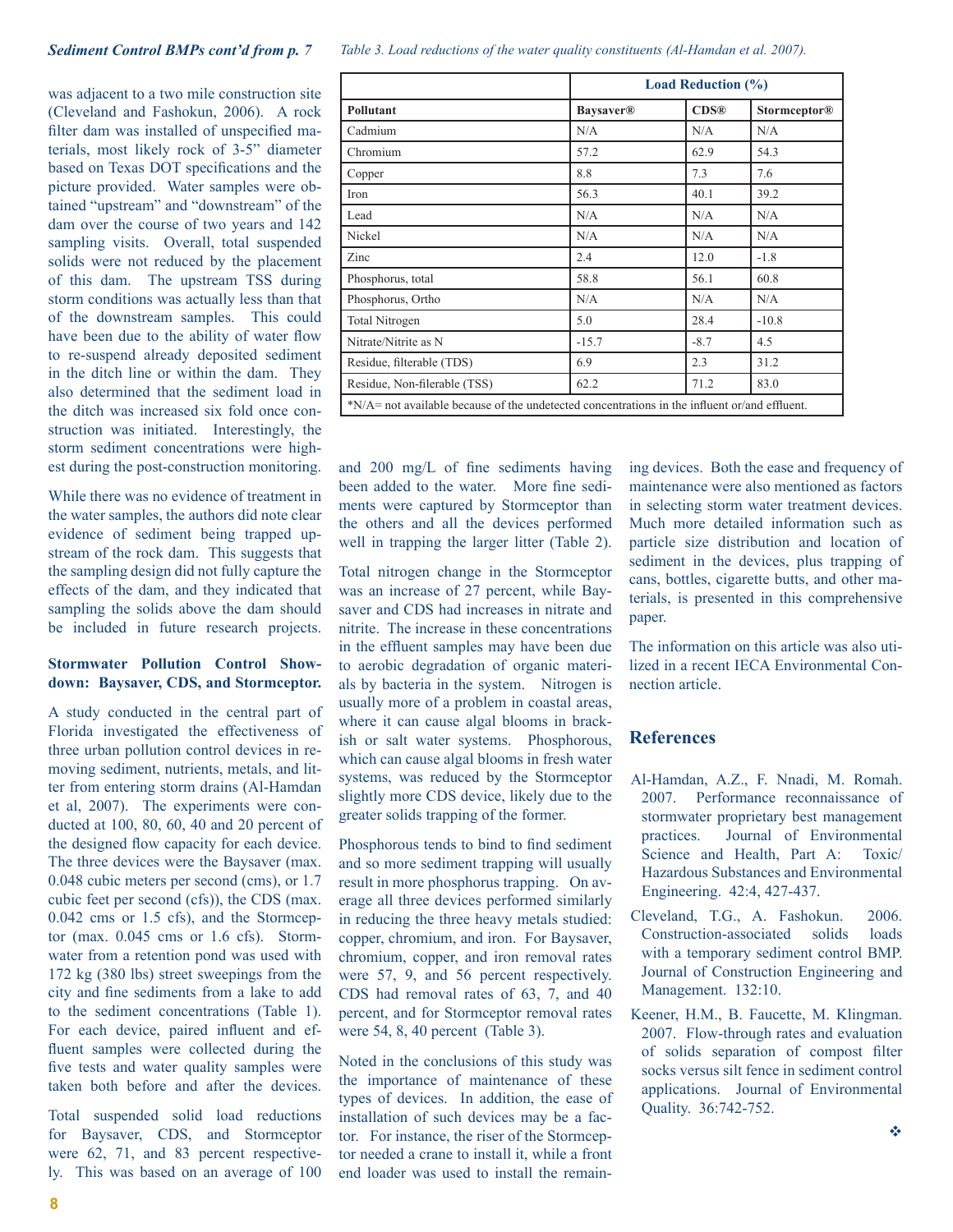*Sediment Control BMPs cont'd from p. 7*

was adjacent to a two mile construction site (Cleveland and Fashokun, 2006). A rock filter dam was installed of unspecified materials, most likely rock of 3-5" diameter based on Texas DOT specifications and the picture provided. Water samples were obtained "upstream" and "downstream" of the dam over the course of two years and 142 sampling visits. Overall, total suspended solids were not reduced by the placement of this dam. The upstream TSS during storm conditions was actually less than that of the downstream samples. This could have been due to the ability of water flow to re-suspend already deposited sediment in the ditch line or within the dam. They also determined that the sediment load in the ditch was increased six fold once construction was initiated. Interestingly, the storm sediment concentrations were highest during the post-construction monitoring.

While there was no evidence of treatment in the water samples, the authors did note clear evidence of sediment being trapped upstream of the rock dam. This suggests that the sampling design did not fully capture the effects of the dam, and they indicated that sampling the solids above the dam should be included in future research projects.

**Stormwater Pollution Control Showdown: Baysaver, CDS, and Stormceptor.**

A study conducted in the central part of Florida investigated the effectiveness of three urban pollution control devices in removing sediment, nutrients, metals, and litter from entering storm drains (Al-Hamdan et al, 2007). The experiments were conducted at 100, 80, 60, 40 and 20 percent of the designed flow capacity for each device. The three devices were the Baysaver (max. 0.048 cubic meters per second (cms), or 1.7 cubic feet per second (cfs)), the CDS (max. 0.042 cms or 1.5 cfs), and the Stormceptor (max. 0.045 cms or 1.6 cfs). Stormwater from a retention pond was used with 172 kg (380 lbs) street sweepings from the city and fine sediments from a lake to add to the sediment concentrations (Table 1). For each device, paired influent and effluent samples were collected during the five tests and water quality samples were taken both before and after the devices.

Total suspended solid load reductions for Baysaver, CDS, and Stormceptor were 62, 71, and 83 percent respectively. This was based on an average of 100 and 200 mg/L of fine sediments having been added to the water. More fine sediments were captured by Stormceptor than the others and all the devices performed well in trapping the larger litter (Table 2).

*Table 3. Load reductions of the water quality constituents (Al-Hamdan et al. 2007).*

| | Load Reduction (%) | | |
|---|---|---|---|
| **Pollutant** | **Baysaver®** | **CDS®** | **Stormceptor®** |
| Cadmium | N/A | N/A | N/A |
| Chromium | 57.2 | 62.9 | 54.3 |
| Copper | 8.8 | 7.3 | 7.6 |
| Iron | 56.3 | 40.1 | 39.2 |
| Lead | N/A | N/A | N/A |
| Nickel | N/A | N/A | N/A |
| Zinc | 2.4 | 12.0 | -1.8 |
| Phosphorus, total | 58.8 | 56.1 | 60.8 |
| Phosphorus, Ortho | N/A | N/A | N/A |
| Total Nitrogen | 5.0 | 28.4 | -10.8 |
| Nitrate/Nitrite as N | -15.7 | -8.7 | 4.5 |
| Residue, filterable (TDS) | 6.9 | 2.3 | 31.2 |
| Residue, Non-filerable (TSS) | 62.2 | 71.2 | 83.0 |

*N/A= not available because of the undetected concentrations in the influent or/and effluent.

Total nitrogen change in the Stormceptor was an increase of 27 percent, while Baysaver and CDS had increases in nitrate and nitrite. The increase in these concentrations in the effluent samples may have been due to aerobic degradation of organic materials by bacteria in the system. Nitrogen is usually more of a problem in coastal areas, where it can cause algal blooms in brackish or salt water systems. Phosphorous, which can cause algal blooms in fresh water systems, was reduced by the Stormceptor slightly more CDS device, likely due to the greater solids trapping of the former.

Phosphorous tends to bind to find sediment and so more sediment trapping will usually result in more phosphorus trapping. On average all three devices performed similarly in reducing the three heavy metals studied: copper, chromium, and iron. For Baysaver, chromium, copper, and iron removal rates were 57, 9, and 56 percent respectively. CDS had removal rates of 63, 7, and 40 percent, and for Stormceptor removal rates were 54, 8, 40 percent (Table 3).

Noted in the conclusions of this study was the importance of maintenance of these types of devices. In addition, the ease of installation of such devices may be a factor. For instance, the riser of the Stormceptor needed a crane to install it, while a front end loader was used to install the remaining devices. Both the ease and frequency of maintenance were also mentioned as factors in selecting storm water treatment devices. Much more detailed information such as particle size distribution and location of sediment in the devices, plus trapping of cans, bottles, cigarette butts, and other materials, is presented in this comprehensive paper.

The information on this article was also utilized in a recent IECA Environmental Connection article.

## References

Al-Hamdan, A.Z., F. Nnadi, M. Romah. 2007. Performance reconnaissance of stormwater proprietary best management practices. Journal of Environmental Science and Health, Part A: Toxic/Hazardous Substances and Environmental Engineering. 42:4, 427-437.

Cleveland, T.G., A. Fashokun. 2006. Construction-associated solids loads with a temporary sediment control BMP. Journal of Construction Engineering and Management. 132:10.

Keener, H.M., B. Faucette, M. Klingman. 2007. Flow-through rates and evaluation of solids separation of compost filter socks versus silt fence in sediment control applications. Journal of Environmental Quality. 36:742-752.

❖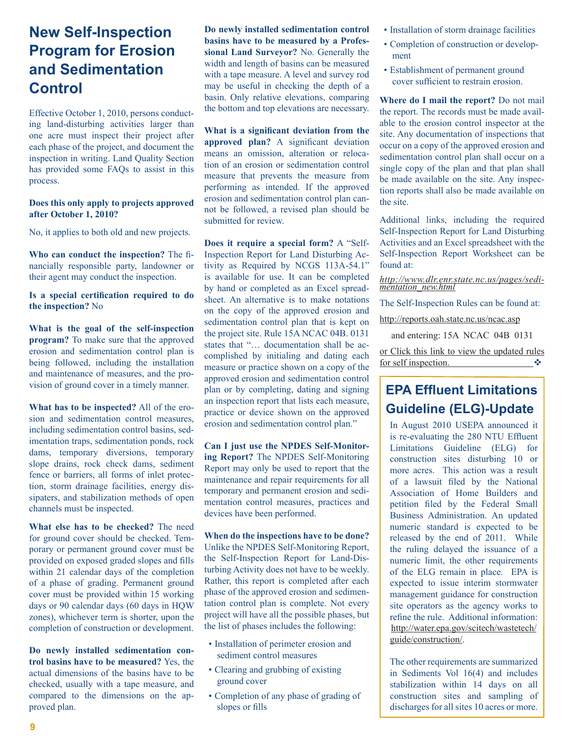# New Self-Inspection Program for Erosion and Sedimentation Control

Effective October 1, 2010, persons conducting land-disturbing activities larger than one acre must inspect their project after each phase of the project, and document the inspection in writing. Land Quality Section has provided some FAQs to assist in this process.

**Does this only apply to projects approved after October 1, 2010?**

No, it applies to both old and new projects.

**Who can conduct the inspection?** The financially responsible party, landowner or their agent may conduct the inspection.

**Is a special certification required to do the inspection?** No

**What is the goal of the self-inspection program?** To make sure that the approved erosion and sedimentation control plan is being followed, including the installation and maintenance of measures, and the provision of ground cover in a timely manner.

**What has to be inspected?** All of the erosion and sedimentation control measures, including sedimentation control basins, sedimentation traps, sedimentation ponds, rock dams, temporary diversions, temporary slope drains, rock check dams, sediment fence or barriers, all forms of inlet protection, storm drainage facilities, energy dissipaters, and stabilization methods of open channels must be inspected.

**What else has to be checked?** The need for ground cover should be checked. Temporary or permanent ground cover must be provided on exposed graded slopes and fills within 21 calendar days of the completion of a phase of grading. Permanent ground cover must be provided within 15 working days or 90 calendar days (60 days in HQW zones), whichever term is shorter, upon the completion of construction or development.

**Do newly installed sedimentation control basins have to be measured?** Yes, the actual dimensions of the basins have to be checked, usually with a tape measure, and compared to the dimensions on the approved plan.

**Do newly installed sedimentation control basins have to be measured by a Professional Land Surveyor?** No. Generally the width and length of basins can be measured with a tape measure. A level and survey rod may be useful in checking the depth of a basin. Only relative elevations, comparing the bottom and top elevations are necessary.

**What is a significant deviation from the approved plan?** A significant deviation means an omission, alteration or relocation of an erosion or sedimentation control measure that prevents the measure from performing as intended. If the approved erosion and sedimentation control plan cannot be followed, a revised plan should be submitted for review.

**Does it require a special form?** A "Self-Inspection Report for Land Disturbing Activity as Required by NCGS 113A-54.1" is available for use. It can be completed by hand or completed as an Excel spreadsheet. An alternative is to make notations on the copy of the approved erosion and sedimentation control plan that is kept on the project site. Rule 15A NCAC 04B. 0131 states that "… documentation shall be accomplished by initialing and dating each measure or practice shown on a copy of the approved erosion and sedimentation control plan or by completing, dating and signing an inspection report that lists each measure, practice or device shown on the approved erosion and sedimentation control plan."

**Can I just use the NPDES Self-Monitoring Report?** The NPDES Self-Monitoring Report may only be used to report that the maintenance and repair requirements for all temporary and permanent erosion and sedimentation control measures, practices and devices have been performed.

**When do the inspections have to be done?** Unlike the NPDES Self-Monitoring Report, the Self-Inspection Report for Land-Disturbing Activity does not have to be weekly. Rather, this report is completed after each phase of the approved erosion and sedimentation control plan is complete. Not every project will have all the possible phases, but the list of phases includes the following:

- Installation of perimeter erosion and sediment control measures
- Clearing and grubbing of existing ground cover
- Completion of any phase of grading of slopes or fills
- Installation of storm drainage facilities
- Completion of construction or development
- Establishment of permanent ground cover sufficient to restrain erosion.

**Where do I mail the report?** Do not mail the report. The records must be made available to the erosion control inspector at the site. Any documentation of inspections that occur on a copy of the approved erosion and sedimentation control plan shall occur on a single copy of the plan and that plan shall be made available on the site. Any inspection reports shall also be made available on the site.

Additional links, including the required Self-Inspection Report for Land Disturbing Activities and an Excel spreadsheet with the Self-Inspection Report Worksheet can be found at:

*http://www.dlr.enr.state.nc.us/pages/sedimentation_new.html*

The Self-Inspection Rules can be found at:

http://reports.oah.state.nc.us/ncac.asp

and entering: 15A NCAC 04B 0131

or Click this link to view the updated rules for self inspection. ❖

## EPA Effluent Limitations Guideline (ELG)-Update

In August 2010 USEPA announced it is re-evaluating the 280 NTU Effluent Limitations Guideline (ELG) for construction sites disturbing 10 or more acres. This action was a result of a lawsuit filed by the National Association of Home Builders and petition filed by the Federal Small Business Administration. An updated numeric standard is expected to be released by the end of 2011. While the ruling delayed the issuance of a numeric limit, the other requirements of the ELG remain in place. EPA is expected to issue interim stormwater management guidance for construction site operators as the agency works to refine the rule. Additional information: http://water.epa.gov/scitech/wastetech/guide/construction/.

The other requirements are summarized in Sediments Vol 16(4) and includes stabilization within 14 days on all construction sites and sampling of discharges for all sites 10 acres or more.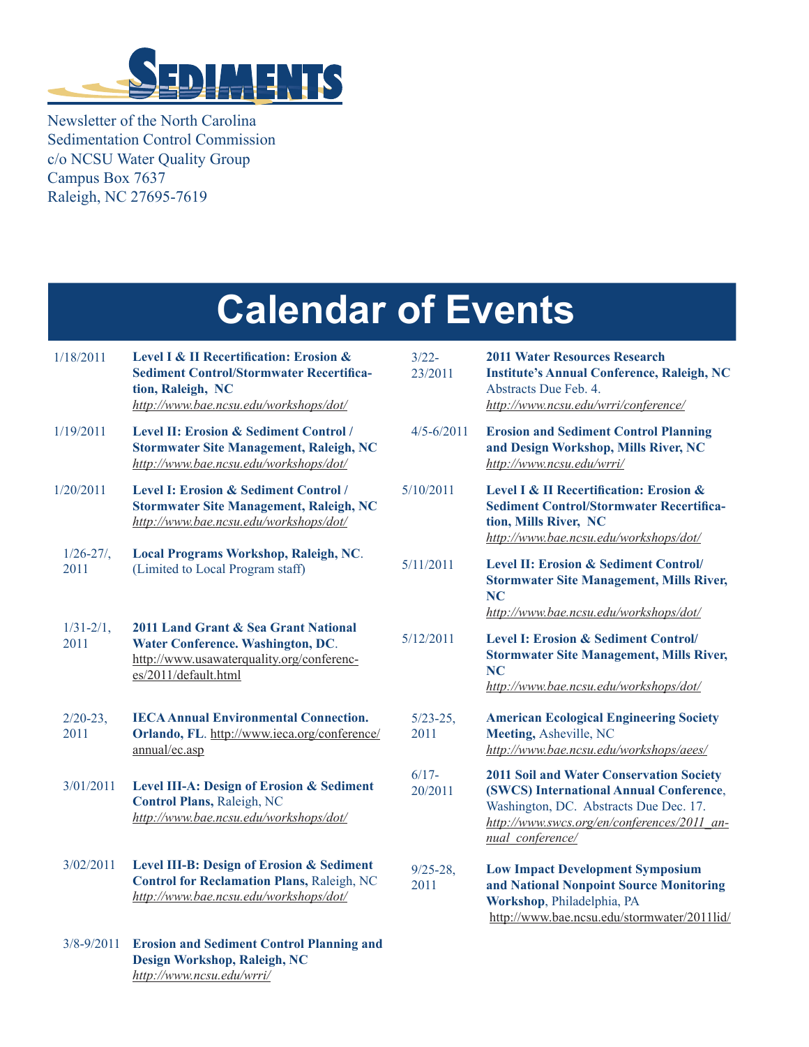# Sediments

Newsletter of the North Carolina
Sedimentation Control Commission
c/o NCSU Water Quality Group
Campus Box 7637
Raleigh, NC 27695-7619

# Calendar of Events

1/18/2011 — **Level I & II Recertification: Erosion & Sediment Control/Stormwater Recertification, Raleigh, NC**
*http://www.bae.ncsu.edu/workshops/dot/*

1/19/2011 — **Level II: Erosion & Sediment Control / Stormwater Site Management, Raleigh, NC**
*http://www.bae.ncsu.edu/workshops/dot/*

1/20/2011 — **Level I: Erosion & Sediment Control / Stormwater Site Management, Raleigh, NC**
*http://www.bae.ncsu.edu/workshops/dot/*

1/26-27/, 2011 — **Local Programs Workshop, Raleigh, NC**. (Limited to Local Program staff)

1/31-2/1, 2011 — **2011 Land Grant & Sea Grant National Water Conference. Washington, DC**. http://www.usawaterquality.org/conferences/2011/default.html

2/20-23, 2011 — **IECA Annual Environmental Connection. Orlando, FL**. http://www.ieca.org/conference/annual/ec.asp

3/01/2011 — **Level III-A: Design of Erosion & Sediment Control Plans,** Raleigh, NC
*http://www.bae.ncsu.edu/workshops/dot/*

3/02/2011 — **Level III-B: Design of Erosion & Sediment Control for Reclamation Plans,** Raleigh, NC
*http://www.bae.ncsu.edu/workshops/dot/*

3/8-9/2011 — **Erosion and Sediment Control Planning and Design Workshop, Raleigh, NC**
*http://www.ncsu.edu/wrri/*

3/22-23/2011 — **2011 Water Resources Research Institute's Annual Conference, Raleigh, NC**
Abstracts Due Feb. 4.
*http://www.ncsu.edu/wrri/conference/*

4/5-6/2011 — **Erosion and Sediment Control Planning and Design Workshop, Mills River, NC**
*http://www.ncsu.edu/wrri/*

5/10/2011 — **Level I & II Recertification: Erosion & Sediment Control/Stormwater Recertification, Mills River, NC**
*http://www.bae.ncsu.edu/workshops/dot/*

5/11/2011 — **Level II: Erosion & Sediment Control/ Stormwater Site Management, Mills River, NC**
*http://www.bae.ncsu.edu/workshops/dot/*

5/12/2011 — **Level I: Erosion & Sediment Control/ Stormwater Site Management, Mills River, NC**
*http://www.bae.ncsu.edu/workshops/dot/*

5/23-25, 2011 — **American Ecological Engineering Society Meeting,** Asheville, NC
*http://www.bae.ncsu.edu/workshops/aees/*

6/17-20/2011 — **2011 Soil and Water Conservation Society (SWCS) International Annual Conference**, Washington, DC. Abstracts Due Dec. 17.
*http://www.swcs.org/en/conferences/2011_annual_conference/*

9/25-28, 2011 — **Low Impact Development Symposium and National Nonpoint Source Monitoring Workshop**, Philadelphia, PA
http://www.bae.ncsu.edu/stormwater/2011lid/